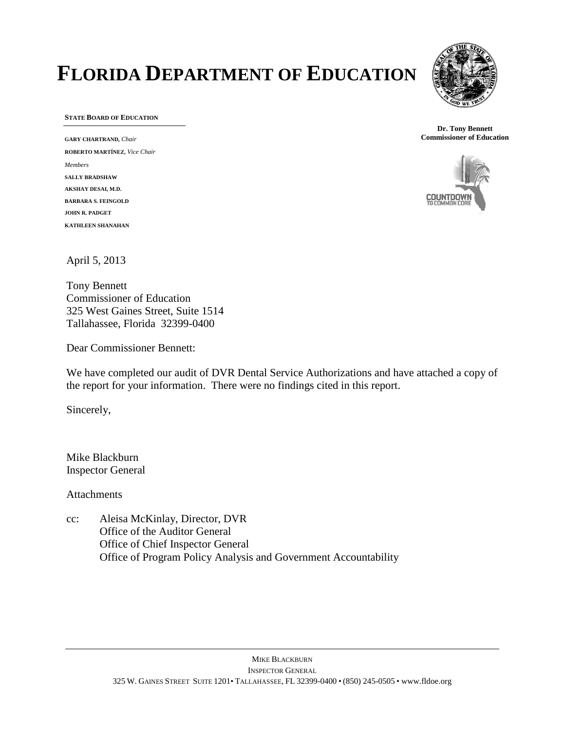# FLORIDA DEPARTMENT OF EDUCATION

**STATE BOARD OF EDUCATION**

**GARY CHARTRAND**, *Chair*
**ROBERTO MARTÍNEZ**, *Vice Chair*
*Members*
**SALLY BRADSHAW**
**AKSHAY DESAI, M.D.**
**BARBARA S. FEINGOLD**
**JOHN R. PADGET**
**KATHLEEN SHANAHAN**

**Dr. Tony Bennett**
**Commissioner of Education**

COUNTDOWN TO COMMON CORE

April 5, 2013

Tony Bennett
Commissioner of Education
325 West Gaines Street, Suite 1514
Tallahassee, Florida 32399-0400

Dear Commissioner Bennett:

We have completed our audit of DVR Dental Service Authorizations and have attached a copy of the report for your information. There were no findings cited in this report.

Sincerely,

Mike Blackburn
Inspector General

Attachments

cc: Aleisa McKinlay, Director, DVR
Office of the Auditor General
Office of Chief Inspector General
Office of Program Policy Analysis and Government Accountability

MIKE BLACKBURN
INSPECTOR GENERAL
325 W. GAINES STREET SUITE 1201• TALLAHASSEE, FL 32399-0400 • (850) 245-0505 • www.fldoe.org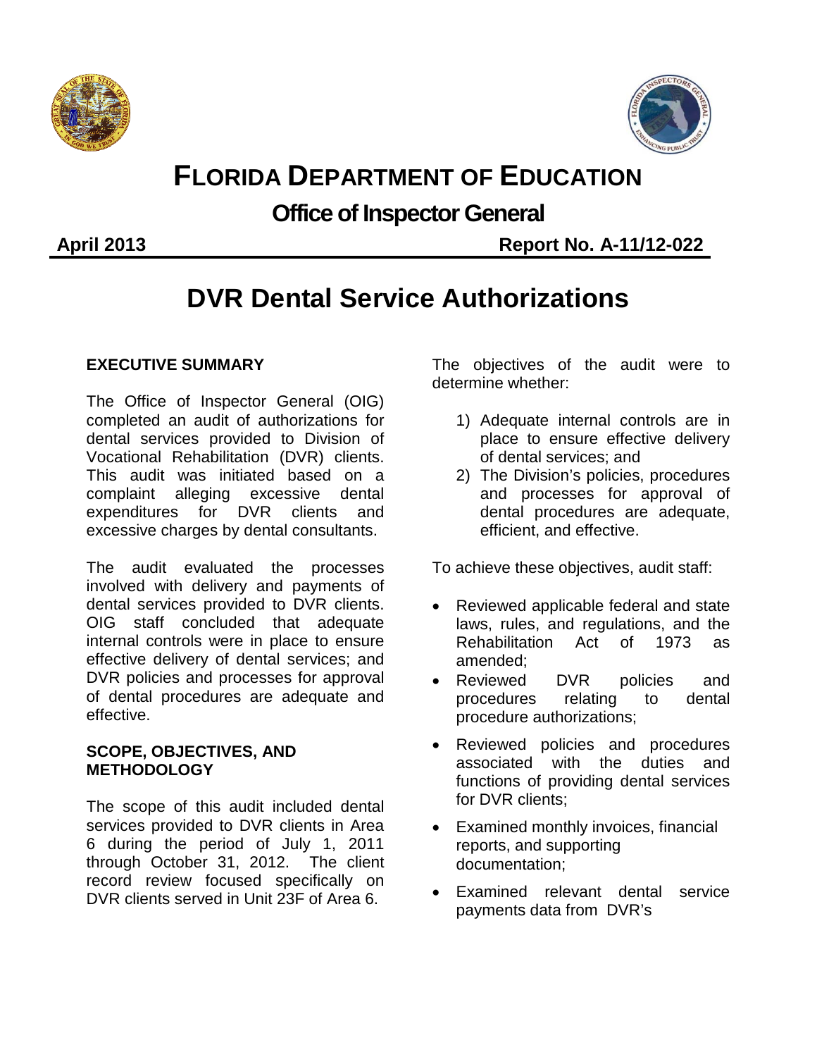# FLORIDA DEPARTMENT OF EDUCATION

## Office of Inspector General

**April 2013** **Report No. A-11/12-022**

# DVR Dental Service Authorizations

### EXECUTIVE SUMMARY

The Office of Inspector General (OIG) completed an audit of authorizations for dental services provided to Division of Vocational Rehabilitation (DVR) clients. This audit was initiated based on a complaint alleging excessive dental expenditures for DVR clients and excessive charges by dental consultants.

The audit evaluated the processes involved with delivery and payments of dental services provided to DVR clients. OIG staff concluded that adequate internal controls were in place to ensure effective delivery of dental services; and DVR policies and processes for approval of dental procedures are adequate and effective.

### SCOPE, OBJECTIVES, AND METHODOLOGY

The scope of this audit included dental services provided to DVR clients in Area 6 during the period of July 1, 2011 through October 31, 2012. The client record review focused specifically on DVR clients served in Unit 23F of Area 6.

The objectives of the audit were to determine whether:

1) Adequate internal controls are in place to ensure effective delivery of dental services; and
2) The Division's policies, procedures and processes for approval of dental procedures are adequate, efficient, and effective.

To achieve these objectives, audit staff:

- Reviewed applicable federal and state laws, rules, and regulations, and the Rehabilitation Act of 1973 as amended;
- Reviewed DVR policies and procedures relating to dental procedure authorizations;
- Reviewed policies and procedures associated with the duties and functions of providing dental services for DVR clients;
- Examined monthly invoices, financial reports, and supporting documentation;
- Examined relevant dental service payments data from DVR's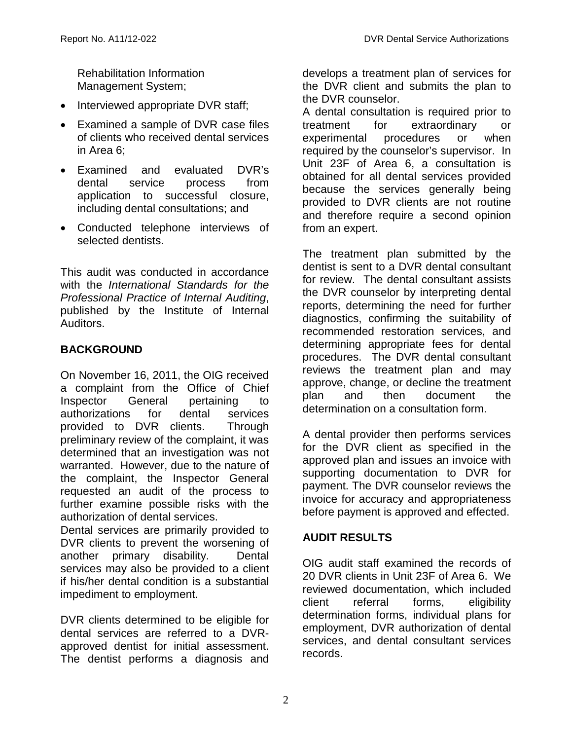Rehabilitation Information Management System;

- Interviewed appropriate DVR staff;
- Examined a sample of DVR case files of clients who received dental services in Area 6;
- Examined and evaluated DVR's dental service process from application to successful closure, including dental consultations; and
- Conducted telephone interviews of selected dentists.

This audit was conducted in accordance with the *International Standards for the Professional Practice of Internal Auditing*, published by the Institute of Internal Auditors.

## BACKGROUND

On November 16, 2011, the OIG received a complaint from the Office of Chief Inspector General pertaining to authorizations for dental services provided to DVR clients. Through preliminary review of the complaint, it was determined that an investigation was not warranted. However, due to the nature of the complaint, the Inspector General requested an audit of the process to further examine possible risks with the authorization of dental services.

Dental services are primarily provided to DVR clients to prevent the worsening of another primary disability. Dental services may also be provided to a client if his/her dental condition is a substantial impediment to employment.

DVR clients determined to be eligible for dental services are referred to a DVR-approved dentist for initial assessment. The dentist performs a diagnosis and develops a treatment plan of services for the DVR client and submits the plan to the DVR counselor.

A dental consultation is required prior to treatment for extraordinary or experimental procedures or when required by the counselor's supervisor. In Unit 23F of Area 6, a consultation is obtained for all dental services provided because the services generally being provided to DVR clients are not routine and therefore require a second opinion from an expert.

The treatment plan submitted by the dentist is sent to a DVR dental consultant for review. The dental consultant assists the DVR counselor by interpreting dental reports, determining the need for further diagnostics, confirming the suitability of recommended restoration services, and determining appropriate fees for dental procedures. The DVR dental consultant reviews the treatment plan and may approve, change, or decline the treatment plan and then document the determination on a consultation form.

A dental provider then performs services for the DVR client as specified in the approved plan and issues an invoice with supporting documentation to DVR for payment. The DVR counselor reviews the invoice for accuracy and appropriateness before payment is approved and effected.

## AUDIT RESULTS

OIG audit staff examined the records of 20 DVR clients in Unit 23F of Area 6. We reviewed documentation, which included client referral forms, eligibility determination forms, individual plans for employment, DVR authorization of dental services, and dental consultant services records.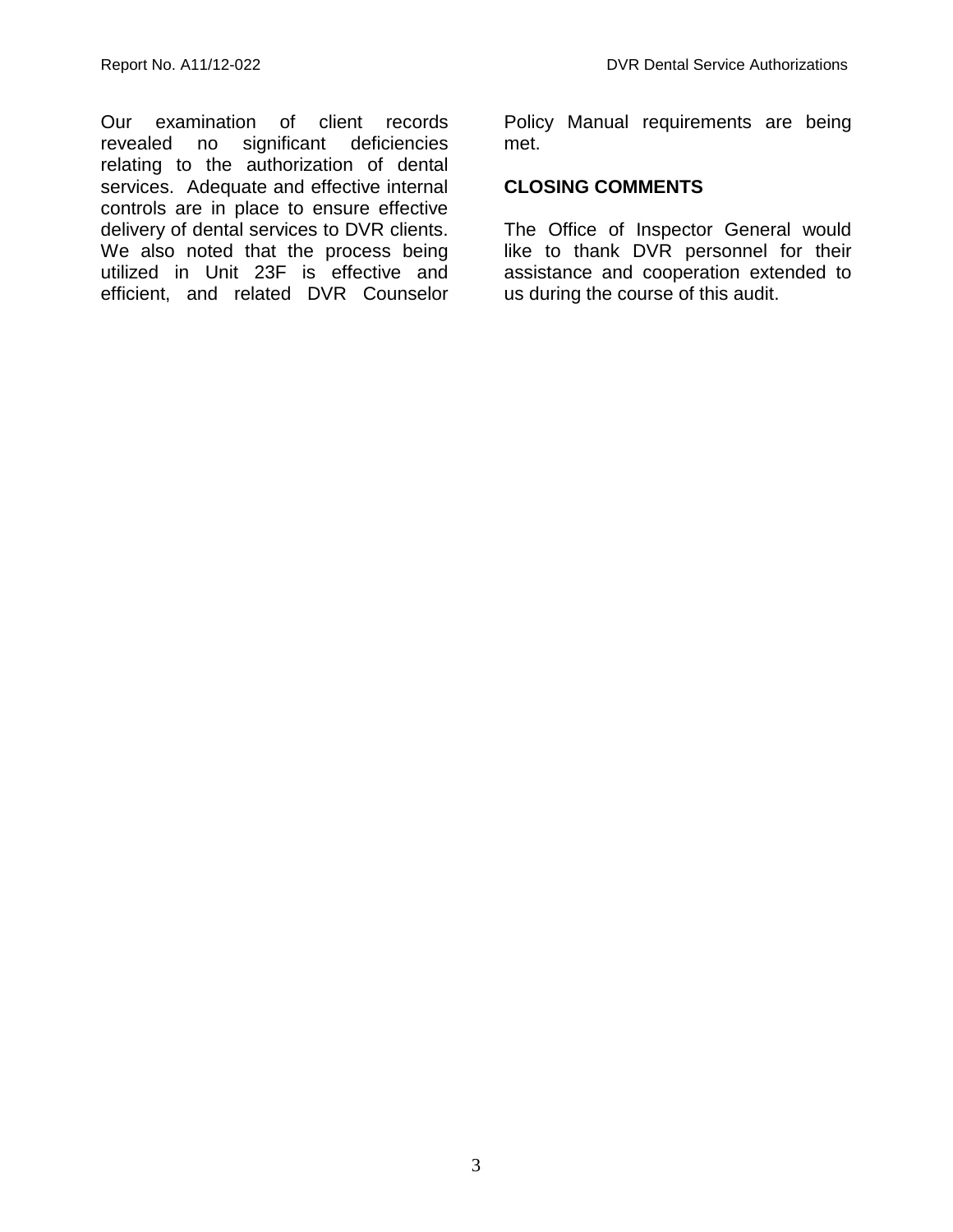Our examination of client records revealed no significant deficiencies relating to the authorization of dental services. Adequate and effective internal controls are in place to ensure effective delivery of dental services to DVR clients. We also noted that the process being utilized in Unit 23F is effective and efficient, and related DVR Counselor Policy Manual requirements are being met.

## CLOSING COMMENTS

The Office of Inspector General would like to thank DVR personnel for their assistance and cooperation extended to us during the course of this audit.